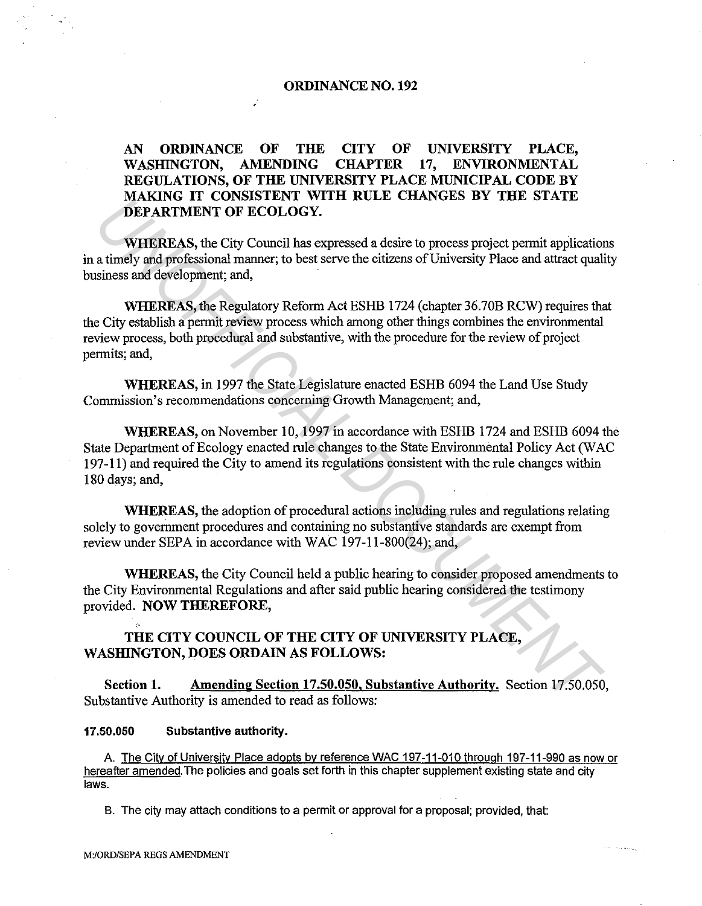# ORDINANCE NO. 192

**AN ORDINANCE OF THE CITY OF UNIVERSITY PLACE, WASHINGTON, AMENDING CHAPTER 17, ENVIRONMENTAL REGULATIONS, OF THE UNIVERSITY PLACE MUNICIPAL CODE BY MAKING IT CONSISTENT WITH RULE CHANGES BY THE STATE DEPARTMENT OF ECOLOGY.**

**WHEREAS,** the City Council has expressed a desire to process project permit applications in a timely and professional manner; to best serve the citizens of University Place and attract quality business and development; and,

**WHEREAS,** the Regulatory Reform Act ESHB 1724 (chapter 36.70B RCW) requires that the City establish a permit review process which among other things combines the environmental review process, both procedural and substantive, with the procedure for the review of project permits; and,

**WHEREAS,** in 1997 the State Legislature enacted ESHB 6094 the Land Use Study Commission's recommendations concerning Growth Management; and,

**WHEREAS,** on November 10, 1997 in accordance with ESHB 1724 and ESHB 6094 the State Department of Ecology enacted rule changes to the State Environmental Policy Act (WAC 197-11) and required the City to amend its regulations consistent with the rule changes within 180 days; and,

**WHEREAS,** the adoption of procedural actions including rules and regulations relating solely to government procedures and containing no substantive standards are exempt from review under SEPA in accordance with WAC 197-11-800(24); and,

**WHEREAS,** the City Council held a public hearing to consider proposed amendments to the City Environmental Regulations and after said public hearing considered the testimony provided. **NOW THEREFORE,**

**THE CITY COUNCIL OF THE CITY OF UNIVERSITY PLACE, WASHINGTON, DOES ORDAIN AS FOLLOWS:**

**Section 1.** Amending Section 17.50.050, Substantive Authority. Section 17.50.050, Substantive Authority is amended to read as follows:

**17.50.050 Substantive authority.**

A. The City of University Place adopts by reference WAC 197-11-010 through 197-11-990 as now or hereafter amended. The policies and goals set forth in this chapter supplement existing state and city laws.

B. The city may attach conditions to a permit or approval for a proposal; provided, that: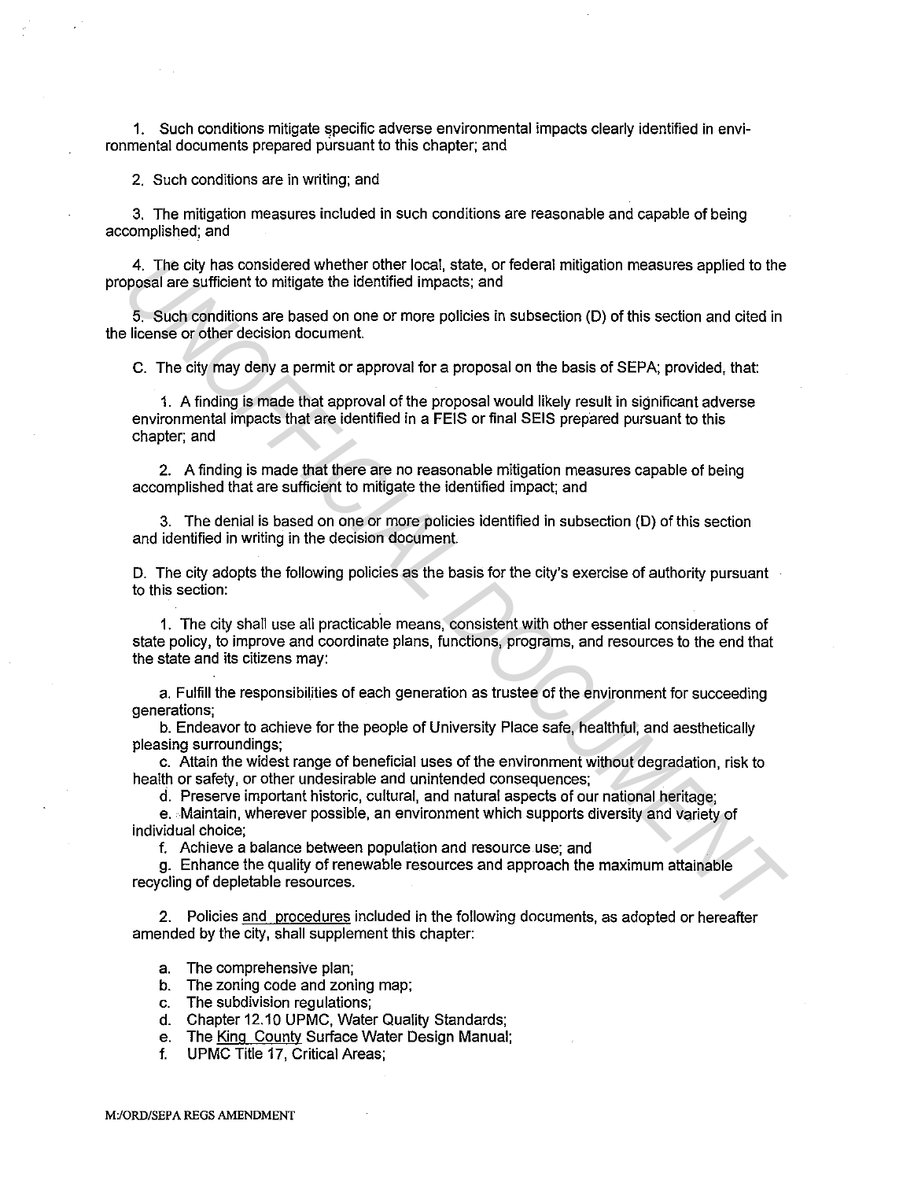1. Such conditions mitigate specific adverse environmental impacts clearly identified in environmental documents prepared pursuant to this chapter; and

2. Such conditions are in writing; and

3. The mitigation measures included in such conditions are reasonable and capable of being accomplished; and

4. The city has considered whether other local, state, or federal mitigation measures applied to the proposal are sufficient to mitigate the identified impacts; and

5. Such conditions are based on one or more policies in subsection (D) of this section and cited in the license or other decision document.

C. The city may deny a permit or approval for a proposal on the basis of SEPA; provided, that:

1. A finding is made that approval of the proposal would likely result in significant adverse environmental impacts that are identified in a FEIS or final SEIS prepared pursuant to this chapter; and

2. A finding is made that there are no reasonable mitigation measures capable of being accomplished that are sufficient to mitigate the identified impact; and

3. The denial is based on one or more policies identified in subsection (D) of this section and identified in writing in the decision document.

D. The city adopts the following policies as the basis for the city's exercise of authority pursuant to this section:

1. The city shall use all practicable means, consistent with other essential considerations of state policy, to improve and coordinate plans, functions, programs, and resources to the end that the state and its citizens may:

a. Fulfill the responsibilities of each generation as trustee of the environment for succeeding generations;
b. Endeavor to achieve for the people of University Place safe, healthful, and aesthetically pleasing surroundings;
c. Attain the widest range of beneficial uses of the environment without degradation, risk to health or safety, or other undesirable and unintended consequences;
d. Preserve important historic, cultural, and natural aspects of our national heritage;
e. Maintain, wherever possible, an environment which supports diversity and variety of individual choice;
f. Achieve a balance between population and resource use; and
g. Enhance the quality of renewable resources and approach the maximum attainable recycling of depletable resources.

2. Policies <u>and procedures</u> included in the following documents, as adopted or hereafter amended by the city, shall supplement this chapter:

a. The comprehensive plan;
b. The zoning code and zoning map;
c. The subdivision regulations;
d. Chapter 12.10 UPMC, Water Quality Standards;
e. The <u>King County</u> Surface Water Design Manual;
f. UPMC Title 17, Critical Areas;

M:/ORD/SEPA REGS AMENDMENT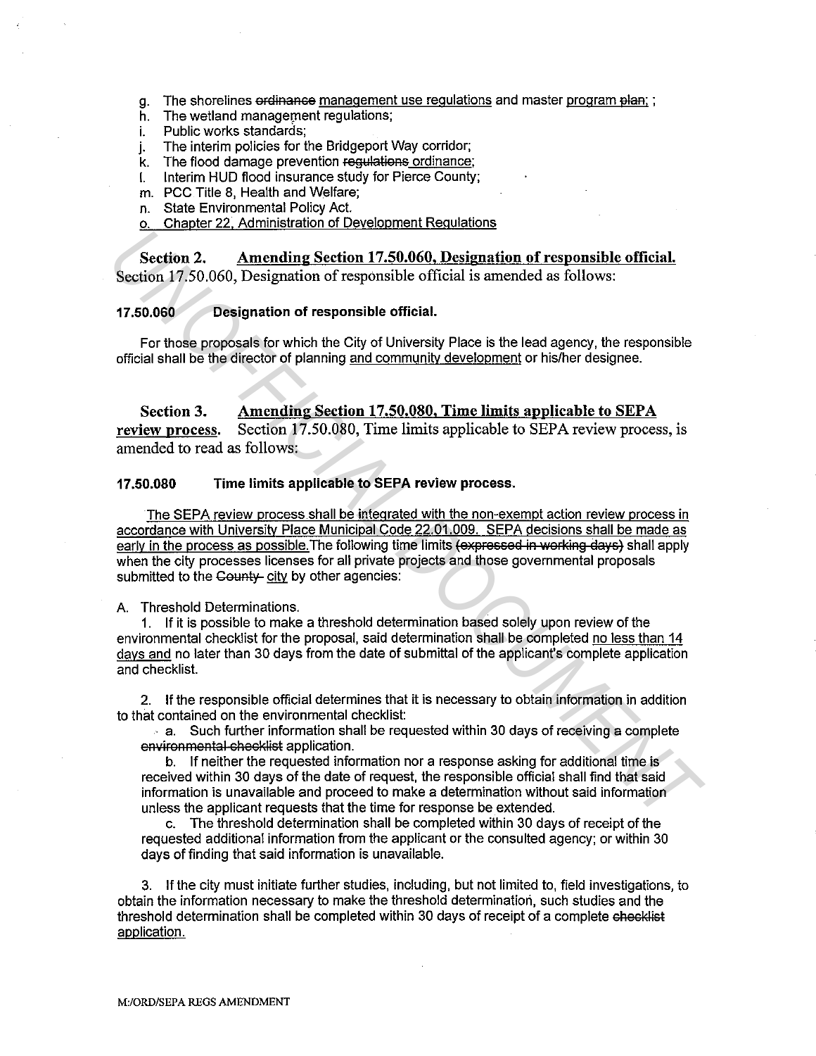g. The shorelines ~~ordinance~~ management use regulations and master program ~~plan;~~ ;
h. The wetland management regulations;
i. Public works standards;
j. The interim policies for the Bridgeport Way corridor;
k. The flood damage prevention ~~regulations~~ ordinance;
l. Interim HUD flood insurance study for Pierce County;
m. PCC Title 8, Health and Welfare;
n. State Environmental Policy Act.
o. Chapter 22, Administration of Development Regulations

**Section 2. Amending Section 17.50.060, Designation of responsible official.** Section 17.50.060, Designation of responsible official is amended as follows:

**17.50.060 Designation of responsible official.**

For those proposals for which the City of University Place is the lead agency, the responsible official shall be the director of planning and community development or his/her designee.

**Section 3. Amending Section 17.50.080, Time limits applicable to SEPA review process.** Section 17.50.080, Time limits applicable to SEPA review process, is amended to read as follows:

**17.50.080 Time limits applicable to SEPA review process.**

The SEPA review process shall be integrated with the non-exempt action review process in accordance with University Place Municipal Code 22.01.009. SEPA decisions shall be made as early in the process as possible. The following time limits ~~(expressed in working days)~~ shall apply when the city processes licenses for all private projects and those governmental proposals submitted to the ~~County~~ city by other agencies:

A. Threshold Determinations.

1. If it is possible to make a threshold determination based solely upon review of the environmental checklist for the proposal, said determination shall be completed no less than 14 days and no later than 30 days from the date of submittal of the applicant's complete application and checklist.

2. If the responsible official determines that it is necessary to obtain information in addition to that contained on the environmental checklist:

a. Such further information shall be requested within 30 days of receiving a complete ~~environmental checklist~~ application.

b. If neither the requested information nor a response asking for additional time is received within 30 days of the date of request, the responsible official shall find that said information is unavailable and proceed to make a determination without said information unless the applicant requests that the time for response be extended.

c. The threshold determination shall be completed within 30 days of receipt of the requested additional information from the applicant or the consulted agency; or within 30 days of finding that said information is unavailable.

3. If the city must initiate further studies, including, but not limited to, field investigations, to obtain the information necessary to make the threshold determination, such studies and the threshold determination shall be completed within 30 days of receipt of a complete ~~checklist~~ application.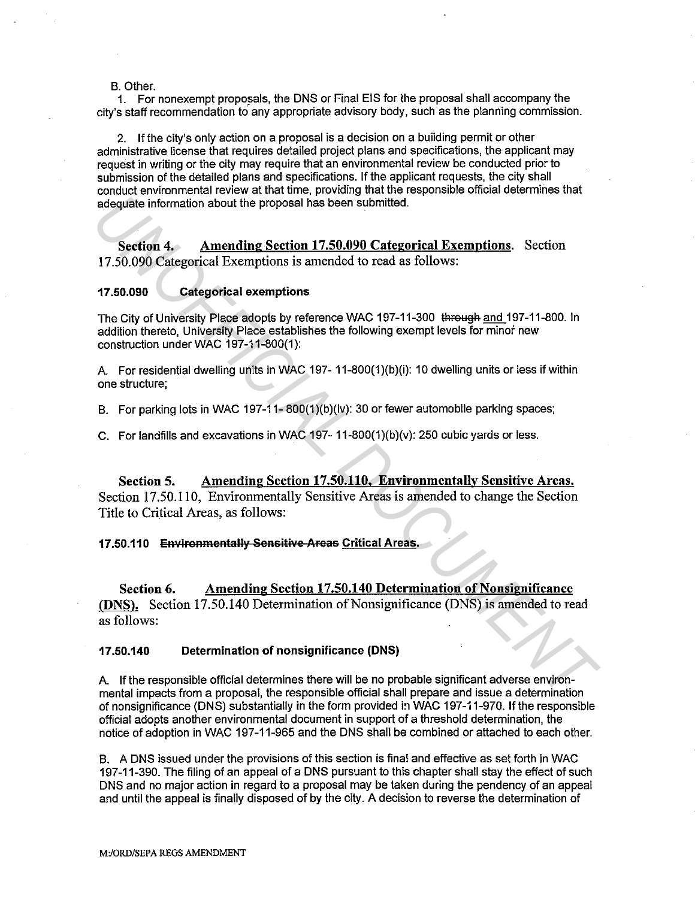B. Other.

1. For nonexempt proposals, the DNS or Final EIS for the proposal shall accompany the city's staff recommendation to any appropriate advisory body, such as the planning commission.

2. If the city's only action on a proposal is a decision on a building permit or other administrative license that requires detailed project plans and specifications, the applicant may request in writing or the city may require that an environmental review be conducted prior to submission of the detailed plans and specifications. If the applicant requests, the city shall conduct environmental review at that time, providing that the responsible official determines that adequate information about the proposal has been submitted.

**Section 4. Amending Section 17.50.090 Categorical Exemptions**. Section 17.50.090 Categorical Exemptions is amended to read as follows:

**17.50.090 Categorical exemptions**

The City of University Place adopts by reference WAC 197-11-300 ~~through~~ and 197-11-800. In addition thereto, University Place establishes the following exempt levels for minor new construction under WAC 197-11-800(1):

A. For residential dwelling units in WAC 197- 11-800(1)(b)(i): 10 dwelling units or less if within one structure;

B. For parking lots in WAC 197-11- 800(1)(b)(iv): 30 or fewer automobile parking spaces;

C. For landfills and excavations in WAC 197- 11-800(1)(b)(v): 250 cubic yards or less.

**Section 5. Amending Section 17.50.110, Environmentally Sensitive Areas.** Section 17.50.110, Environmentally Sensitive Areas is amended to change the Section Title to Critical Areas, as follows:

**17.50.110 ~~Environmentally Sensitive Areas~~ Critical Areas.**

**Section 6. Amending Section 17.50.140 Determination of Nonsignificance (DNS).** Section 17.50.140 Determination of Nonsignificance (DNS) is amended to read as follows:

**17.50.140 Determination of nonsignificance (DNS)**

A. If the responsible official determines there will be no probable significant adverse environmental impacts from a proposal, the responsible official shall prepare and issue a determination of nonsignificance (DNS) substantially in the form provided in WAC 197-11-970. If the responsible official adopts another environmental document in support of a threshold determination, the notice of adoption in WAC 197-11-965 and the DNS shall be combined or attached to each other.

B. A DNS issued under the provisions of this section is final and effective as set forth in WAC 197-11-390. The filing of an appeal of a DNS pursuant to this chapter shall stay the effect of such DNS and no major action in regard to a proposal may be taken during the pendency of an appeal and until the appeal is finally disposed of by the city. A decision to reverse the determination of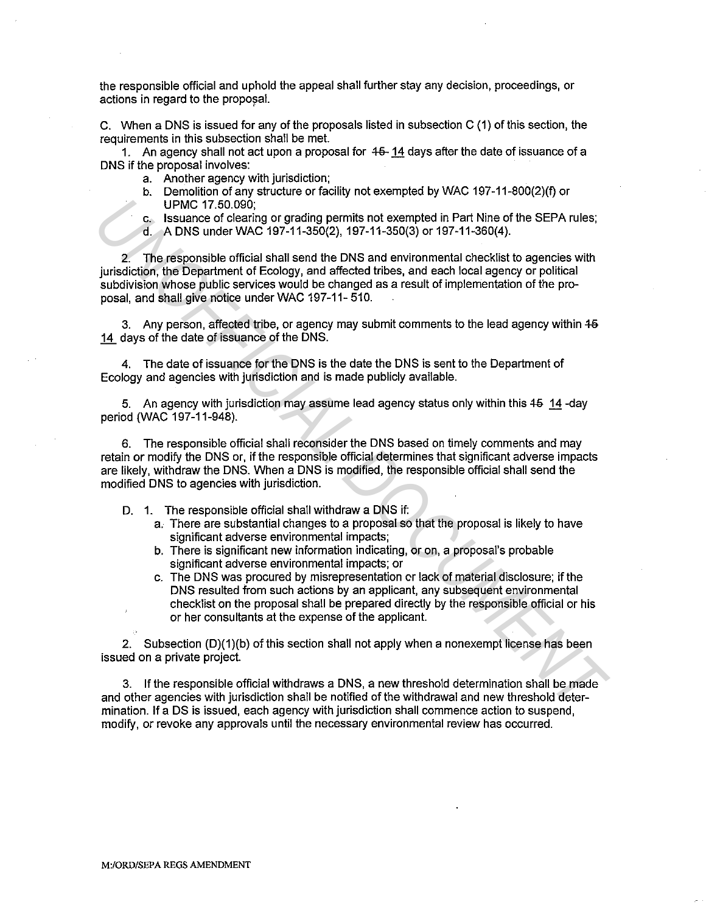the responsible official and uphold the appeal shall further stay any decision, proceedings, or actions in regard to the proposal.

C. When a DNS is issued for any of the proposals listed in subsection C (1) of this section, the requirements in this subsection shall be met.

1. An agency shall not act upon a proposal for ~~15~~ 14 days after the date of issuance of a DNS if the proposal involves:
   a. Another agency with jurisdiction;
   b. Demolition of any structure or facility not exempted by WAC 197-11-800(2)(f) or UPMC 17.50.090;
   c. Issuance of clearing or grading permits not exempted in Part Nine of the SEPA rules;
   d. A DNS under WAC 197-11-350(2), 197-11-350(3) or 197-11-360(4).

2. The responsible official shall send the DNS and environmental checklist to agencies with jurisdiction, the Department of Ecology, and affected tribes, and each local agency or political subdivision whose public services would be changed as a result of implementation of the proposal, and shall give notice under WAC 197-11- 510.

3. Any person, affected tribe, or agency may submit comments to the lead agency within ~~15~~ 14 days of the date of issuance of the DNS.

4. The date of issuance for the DNS is the date the DNS is sent to the Department of Ecology and agencies with jurisdiction and is made publicly available.

5. An agency with jurisdiction may assume lead agency status only within this ~~15~~ 14 -day period (WAC 197-11-948).

6. The responsible official shall reconsider the DNS based on timely comments and may retain or modify the DNS or, if the responsible official determines that significant adverse impacts are likely, withdraw the DNS. When a DNS is modified, the responsible official shall send the modified DNS to agencies with jurisdiction.

D. 1. The responsible official shall withdraw a DNS if:
   a. There are substantial changes to a proposal so that the proposal is likely to have significant adverse environmental impacts;
   b. There is significant new information indicating, or on, a proposal's probable significant adverse environmental impacts; or
   c. The DNS was procured by misrepresentation or lack of material disclosure; if the DNS resulted from such actions by an applicant, any subsequent environmental checklist on the proposal shall be prepared directly by the responsible official or his or her consultants at the expense of the applicant.

2. Subsection (D)(1)(b) of this section shall not apply when a nonexempt license has been issued on a private project.

3. If the responsible official withdraws a DNS, a new threshold determination shall be made and other agencies with jurisdiction shall be notified of the withdrawal and new threshold determination. If a DS is issued, each agency with jurisdiction shall commence action to suspend, modify, or revoke any approvals until the necessary environmental review has occurred.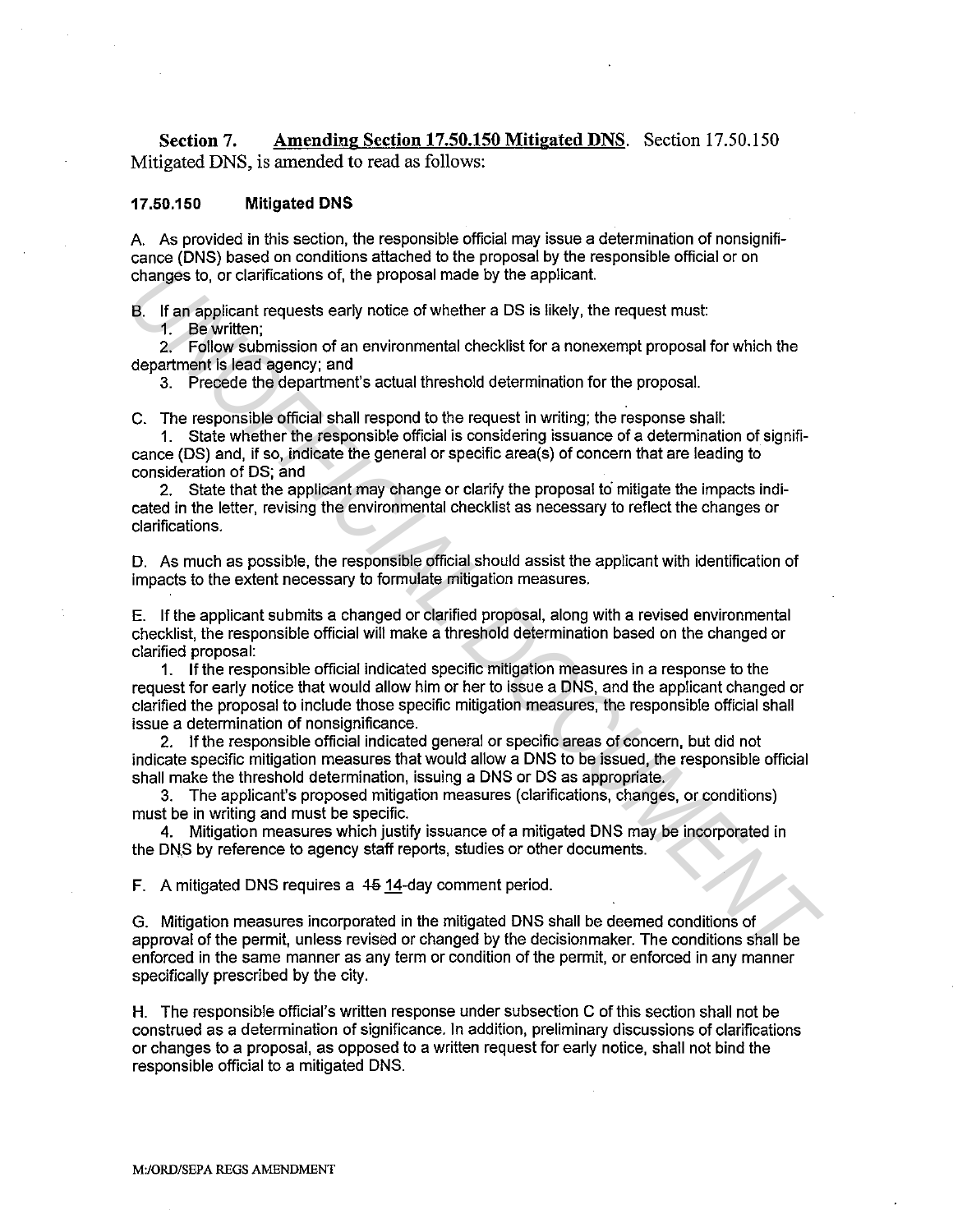**Section 7. Amending Section 17.50.150 Mitigated DNS**. Section 17.50.150 Mitigated DNS, is amended to read as follows:

**17.50.150 Mitigated DNS**

A. As provided in this section, the responsible official may issue a determination of nonsignificance (DNS) based on conditions attached to the proposal by the responsible official or on changes to, or clarifications of, the proposal made by the applicant.

B. If an applicant requests early notice of whether a DS is likely, the request must:

1. Be written;
2. Follow submission of an environmental checklist for a nonexempt proposal for which the department is lead agency; and
3. Precede the department's actual threshold determination for the proposal.

C. The responsible official shall respond to the request in writing; the response shall:

1. State whether the responsible official is considering issuance of a determination of significance (DS) and, if so, indicate the general or specific area(s) of concern that are leading to consideration of DS; and
2. State that the applicant may change or clarify the proposal to mitigate the impacts indicated in the letter, revising the environmental checklist as necessary to reflect the changes or clarifications.

D. As much as possible, the responsible official should assist the applicant with identification of impacts to the extent necessary to formulate mitigation measures.

E. If the applicant submits a changed or clarified proposal, along with a revised environmental checklist, the responsible official will make a threshold determination based on the changed or clarified proposal:

1. If the responsible official indicated specific mitigation measures in a response to the request for early notice that would allow him or her to issue a DNS, and the applicant changed or clarified the proposal to include those specific mitigation measures, the responsible official shall issue a determination of nonsignificance.
2. If the responsible official indicated general or specific areas of concern, but did not indicate specific mitigation measures that would allow a DNS to be issued, the responsible official shall make the threshold determination, issuing a DNS or DS as appropriate.
3. The applicant's proposed mitigation measures (clarifications, changes, or conditions) must be in writing and must be specific.
4. Mitigation measures which justify issuance of a mitigated DNS may be incorporated in the DNS by reference to agency staff reports, studies or other documents.

F. A mitigated DNS requires a ~~15~~ 14-day comment period.

G. Mitigation measures incorporated in the mitigated DNS shall be deemed conditions of approval of the permit, unless revised or changed by the decisionmaker. The conditions shall be enforced in the same manner as any term or condition of the permit, or enforced in any manner specifically prescribed by the city.

H. The responsible official's written response under subsection C of this section shall not be construed as a determination of significance. In addition, preliminary discussions of clarifications or changes to a proposal, as opposed to a written request for early notice, shall not bind the responsible official to a mitigated DNS.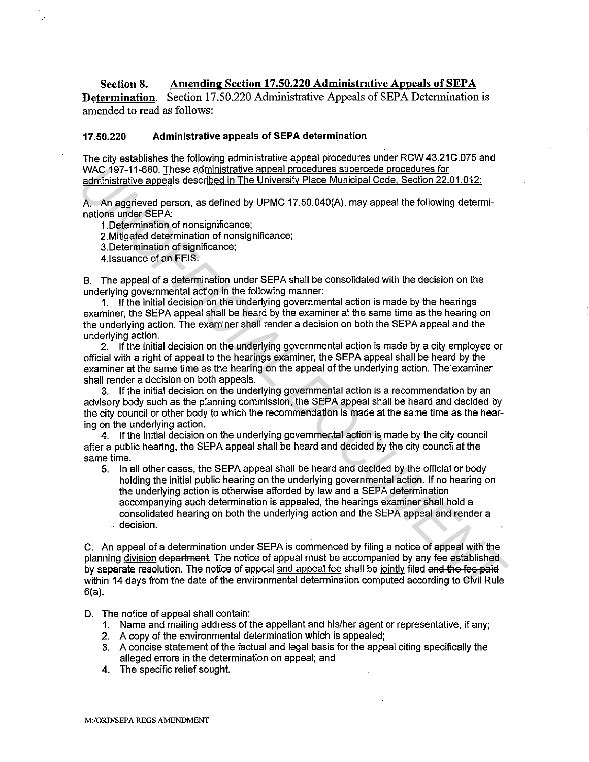**Section 8. Amending Section 17.50.220 Administrative Appeals of SEPA Determination.** Section 17.50.220 Administrative Appeals of SEPA Determination is amended to read as follows:

**17.50.220 Administrative appeals of SEPA determination**

The city establishes the following administrative appeal procedures under RCW 43.21C.075 and WAC 197-11-680. These administrative appeal procedures supercede procedures for administrative appeals described in The University Place Municipal Code, Section 22.01.012:

A. An aggrieved person, as defined by UPMC 17.50.040(A), may appeal the following determinations under SEPA:

1. Determination of nonsignificance;
2. Mitigated determination of nonsignificance;
3. Determination of significance;
4. Issuance of an FEIS.

B. The appeal of a determination under SEPA shall be consolidated with the decision on the underlying governmental action in the following manner:

1. If the initial decision on the underlying governmental action is made by the hearings examiner, the SEPA appeal shall be heard by the examiner at the same time as the hearing on the underlying action. The examiner shall render a decision on both the SEPA appeal and the underlying action.
2. If the initial decision on the underlying governmental action is made by a city employee or official with a right of appeal to the hearings examiner, the SEPA appeal shall be heard by the examiner at the same time as the hearing on the appeal of the underlying action. The examiner shall render a decision on both appeals.
3. If the initial decision on the underlying governmental action is a recommendation by an advisory body such as the planning commission, the SEPA appeal shall be heard and decided by the city council or other body to which the recommendation is made at the same time as the hearing on the underlying action.
4. If the initial decision on the underlying governmental action is made by the city council after a public hearing, the SEPA appeal shall be heard and decided by the city council at the same time.
5. In all other cases, the SEPA appeal shall be heard and decided by the official or body holding the initial public hearing on the underlying governmental action. If no hearing on the underlying action is otherwise afforded by law and a SEPA determination accompanying such determination is appealed, the hearings examiner shall hold a consolidated hearing on both the underlying action and the SEPA appeal and render a decision.

C. An appeal of a determination under SEPA is commenced by filing a notice of appeal with the planning division ~~department~~. The notice of appeal must be accompanied by any fee established by separate resolution. The notice of appeal and appeal fee shall be jointly filed ~~and the fee paid~~ within 14 days from the date of the environmental determination computed according to Civil Rule 6(a).

D. The notice of appeal shall contain:

1. Name and mailing address of the appellant and his/her agent or representative, if any;
2. A copy of the environmental determination which is appealed;
3. A concise statement of the factual and legal basis for the appeal citing specifically the alleged errors in the determination on appeal; and
4. The specific relief sought.

M:/ORD/SEPA REGS AMENDMENT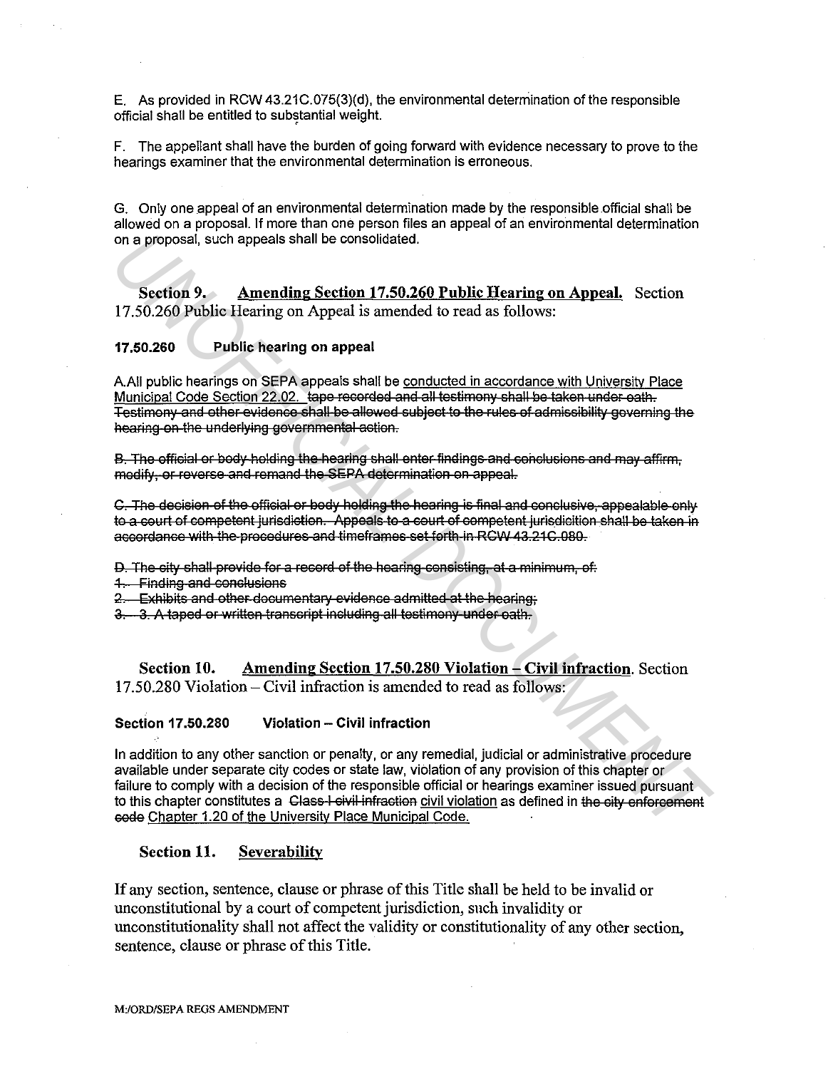E. As provided in RCW 43.21C.075(3)(d), the environmental determination of the responsible official shall be entitled to substantial weight.

F. The appellant shall have the burden of going forward with evidence necessary to prove to the hearings examiner that the environmental determination is erroneous.

G. Only one appeal of an environmental determination made by the responsible official shall be allowed on a proposal. If more than one person files an appeal of an environmental determination on a proposal, such appeals shall be consolidated.

**Section 9. Amending Section 17.50.260 Public Hearing on Appeal.** Section 17.50.260 Public Hearing on Appeal is amended to read as follows:

**17.50.260 Public hearing on appeal**

A. All public hearings on SEPA appeals shall be conducted in accordance with University Place Municipal Code Section 22.02. ~~tape recorded and all testimony shall be taken under oath. Testimony and other evidence shall be allowed subject to the rules of admissibility governing the hearing on the underlying governmental action.~~

~~B. The official or body holding the hearing shall enter findings and conclusions and may affirm, modify, or reverse and remand the SEPA determination on appeal.~~

~~C. The decision of the official or body holding the hearing is final and conclusive, appealable only to a court of competent jurisdiction. Appeals to a court of competent jurisdicition shall be taken in accordance with the procedures and timeframes set forth in RCW 43.21C.080.~~

~~D. The city shall provide for a record of the hearing consisting, at a minimum, of:~~
~~1. Finding and conclusions~~
~~2. Exhibits and other documentary evidence admitted at the hearing;~~
~~3. 3. A taped or written transcript including all testimony under oath.~~

**Section 10. Amending Section 17.50.280 Violation – Civil infraction.** Section 17.50.280 Violation – Civil infraction is amended to read as follows:

**Section 17.50.280 Violation – Civil infraction**

In addition to any other sanction or penalty, or any remedial, judicial or administrative procedure available under separate city codes or state law, violation of any provision of this chapter or failure to comply with a decision of the responsible official or hearings examiner issued pursuant to this chapter constitutes a ~~Class I civil infraction~~ civil violation as defined in ~~the city enforcement code~~ Chapter 1.20 of the University Place Municipal Code.

**Section 11. Severability**

If any section, sentence, clause or phrase of this Title shall be held to be invalid or unconstitutional by a court of competent jurisdiction, such invalidity or unconstitutionality shall not affect the validity or constitutionality of any other section, sentence, clause or phrase of this Title.

M:/ORD/SEPA REGS AMENDMENT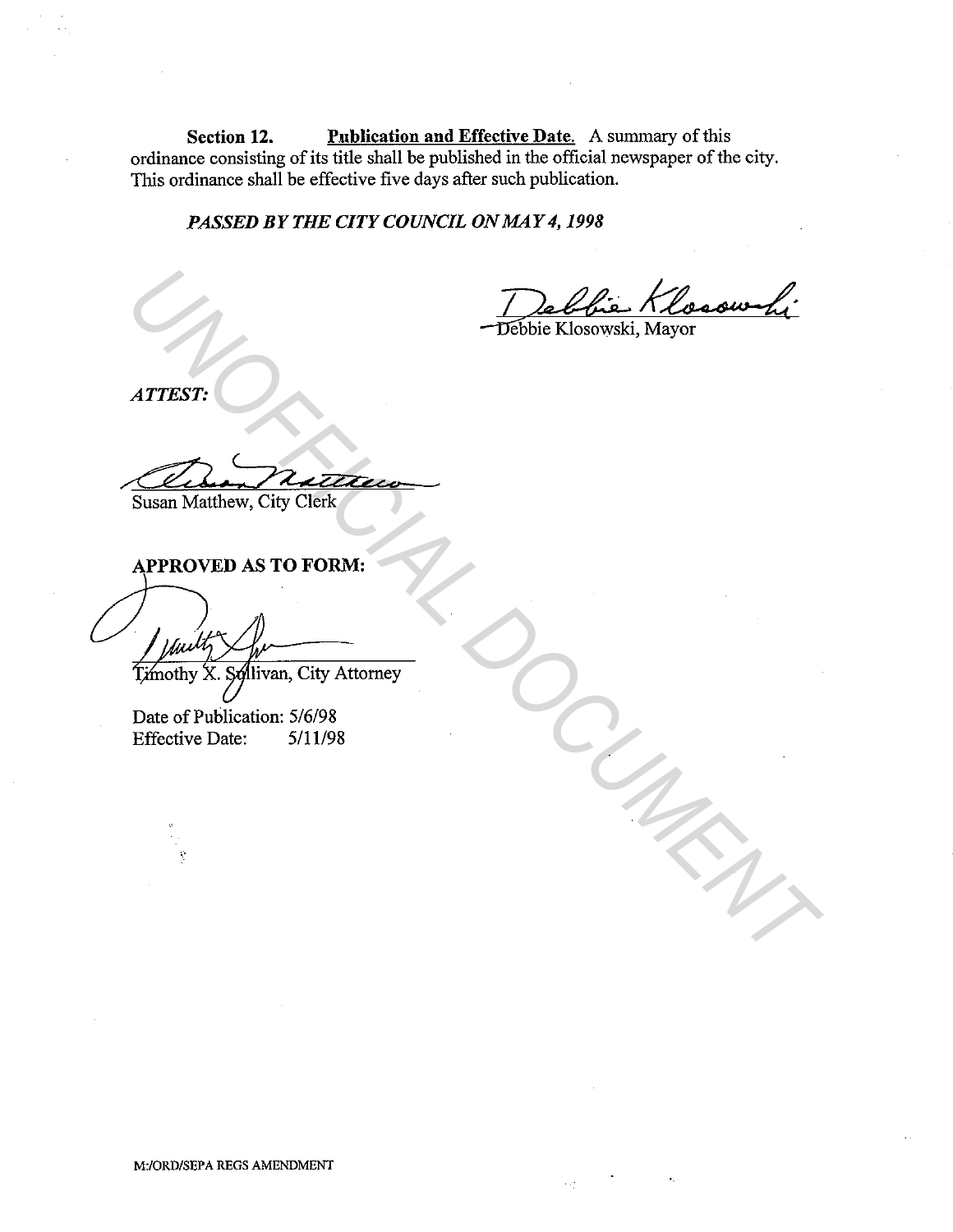**Section 12.** **Publication and Effective Date.** A summary of this ordinance consisting of its title shall be published in the official newspaper of the city. This ordinance shall be effective five days after such publication.

***PASSED BY THE CITY COUNCIL ON MAY 4, 1998***

Debbie Klosowski, Mayor

***ATTEST:***

Susan Matthew, City Clerk

**APPROVED AS TO FORM:**

Timothy X. Sullivan, City Attorney

Date of Publication: 5/6/98
Effective Date: 5/11/98

UNOFFICIAL DOCUMENT

M:/ORD/SEPA REGS AMENDMENT